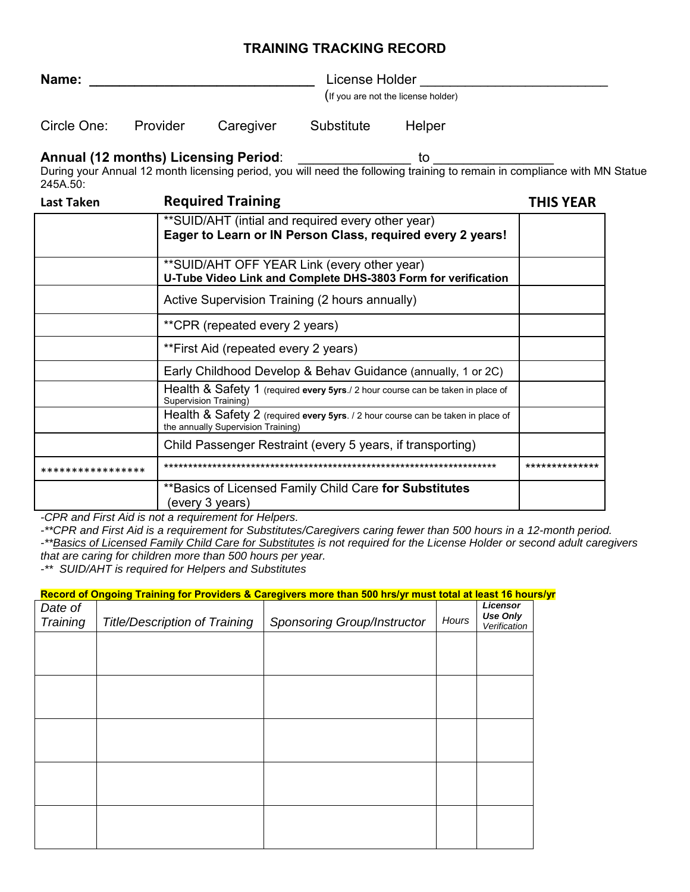# TRAINING TRACKING RECORD

**Name:** ______________________________ License Holder ________________________
(If you are not the license holder)

Circle One: Provider Caregiver Substitute Helper

**Annual (12 months) Licensing Period**: _______________ to ________________

During your Annual 12 month licensing period, you will need the following training to remain in compliance with MN Statue 245A.50:

| Last Taken | Required Training | THIS YEAR |
|---|---|---|
| | **SUID/AHT (intial and required every other year)<br>**Eager to Learn or IN Person Class, required every 2 years!** | |
| | **SUID/AHT OFF YEAR Link (every other year)<br>**U-Tube Video Link and Complete DHS-3803 Form for verification** | |
| | Active Supervision Training (2 hours annually) | |
| | **CPR (repeated every 2 years) | |
| | **First Aid (repeated every 2 years) | |
| | Early Childhood Develop & Behav Guidance (annually, 1 or 2C) | |
| | Health & Safety 1 (required **every 5yrs**./ 2 hour course can be taken in place of Supervision Training) | |
| | Health & Safety 2 (required **every 5yrs**. / 2 hour course can be taken in place of the annually Supervision Training) | |
| | Child Passenger Restraint (every 5 years, if transporting) | |
| ***************** | ********************************************************************** | ************** |
| | **Basics of Licensed Family Child Care **for Substitutes** (every 3 years) | |

*-CPR and First Aid is not a requirement for Helpers.*

*-**CPR and First Aid is a requirement for Substitutes/Caregivers caring fewer than 500 hours in a 12-month period.*

*-**<u>Basics of Licensed Family Child Care for Substitutes</u> is not required for the License Holder or second adult caregivers that are caring for children more than 500 hours per year.*

*-** SUID/AHT is required for Helpers and Substitutes*

**Record of Ongoing Training for Providers & Caregivers more than 500 hrs/yr must total at least 16 hours/yr**

| *Date of Training* | *Title/Description of Training* | *Sponsoring Group/Instructor* | *Hours* | ***Licensor Use Only*** *Verification* |
|---|---|---|---|---|
| | | | | |
| | | | | |
| | | | | |
| | | | | |
| | | | | |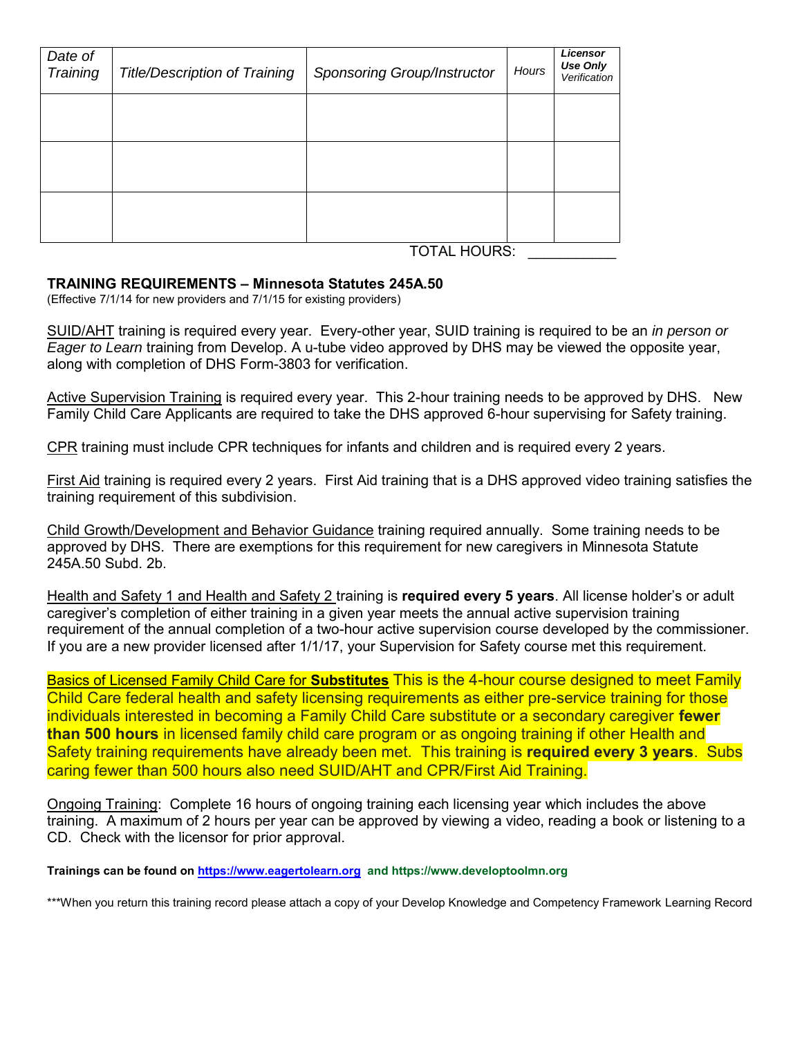| *Date of Training* | *Title/Description of Training* | *Sponsoring Group/Instructor* | *Hours* | ***Licensor Use Only*** *Verification* |
|---|---|---|---|---|
| | | | | |
| | | | | |
| | | | | |

TOTAL HOURS: ___________

**TRAINING REQUIREMENTS – Minnesota Statutes 245A.50**

(Effective 7/1/14 for new providers and 7/1/15 for existing providers)

SUID/AHT training is required every year. Every-other year, SUID training is required to be an *in person or Eager to Learn* training from Develop. A u-tube video approved by DHS may be viewed the opposite year, along with completion of DHS Form-3803 for verification.

Active Supervision Training is required every year. This 2-hour training needs to be approved by DHS. New Family Child Care Applicants are required to take the DHS approved 6-hour supervising for Safety training.

CPR training must include CPR techniques for infants and children and is required every 2 years.

First Aid training is required every 2 years. First Aid training that is a DHS approved video training satisfies the training requirement of this subdivision.

Child Growth/Development and Behavior Guidance training required annually. Some training needs to be approved by DHS. There are exemptions for this requirement for new caregivers in Minnesota Statute 245A.50 Subd. 2b.

Health and Safety 1 and Health and Safety 2 training is **required every 5 years**. All license holder's or adult caregiver's completion of either training in a given year meets the annual active supervision training requirement of the annual completion of a two-hour active supervision course developed by the commissioner. If you are a new provider licensed after 1/1/17, your Supervision for Safety course met this requirement.

Basics of Licensed Family Child Care for **Substitutes** This is the 4-hour course designed to meet Family Child Care federal health and safety licensing requirements as either pre-service training for those individuals interested in becoming a Family Child Care substitute or a secondary caregiver **fewer than 500 hours** in licensed family child care program or as ongoing training if other Health and Safety training requirements have already been met. This training is **required every 3 years**. Subs caring fewer than 500 hours also need SUID/AHT and CPR/First Aid Training.

Ongoing Training: Complete 16 hours of ongoing training each licensing year which includes the above training. A maximum of 2 hours per year can be approved by viewing a video, reading a book or listening to a CD. Check with the licensor for prior approval.

**Trainings can be found on https://www.eagertolearn.org and https://www.developtoolmn.org**

***When you return this training record please attach a copy of your Develop Knowledge and Competency Framework Learning Record